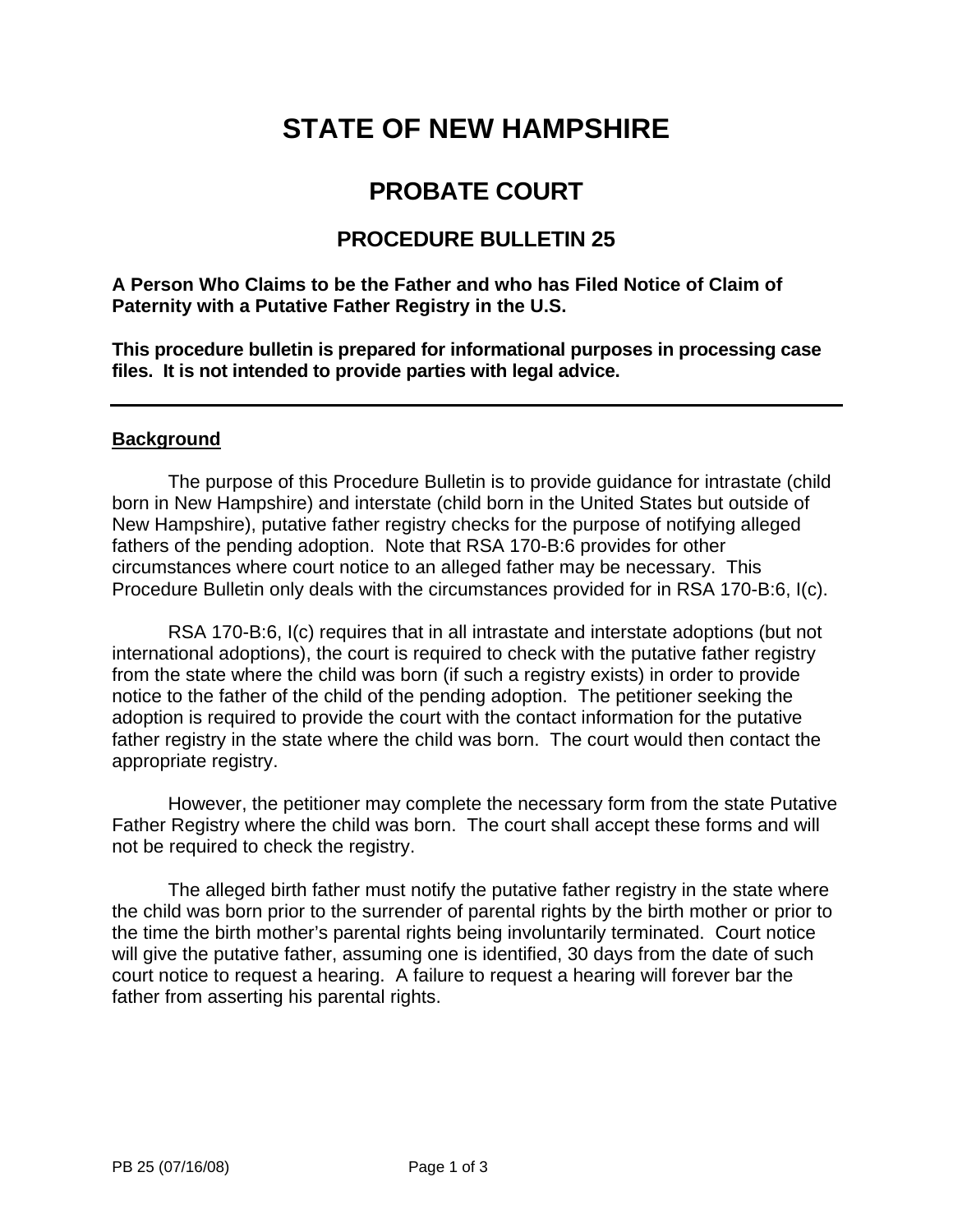# STATE OF NEW HAMPSHIRE

## PROBATE COURT

### PROCEDURE BULLETIN 25

**A Person Who Claims to be the Father and who has Filed Notice of Claim of Paternity with a Putative Father Registry in the U.S.**

**This procedure bulletin is prepared for informational purposes in processing case files. It is not intended to provide parties with legal advice.**

---

**Background**

The purpose of this Procedure Bulletin is to provide guidance for intrastate (child born in New Hampshire) and interstate (child born in the United States but outside of New Hampshire), putative father registry checks for the purpose of notifying alleged fathers of the pending adoption. Note that RSA 170-B:6 provides for other circumstances where court notice to an alleged father may be necessary. This Procedure Bulletin only deals with the circumstances provided for in RSA 170-B:6, I(c).

RSA 170-B:6, I(c) requires that in all intrastate and interstate adoptions (but not international adoptions), the court is required to check with the putative father registry from the state where the child was born (if such a registry exists) in order to provide notice to the father of the child of the pending adoption. The petitioner seeking the adoption is required to provide the court with the contact information for the putative father registry in the state where the child was born. The court would then contact the appropriate registry.

However, the petitioner may complete the necessary form from the state Putative Father Registry where the child was born. The court shall accept these forms and will not be required to check the registry.

The alleged birth father must notify the putative father registry in the state where the child was born prior to the surrender of parental rights by the birth mother or prior to the time the birth mother's parental rights being involuntarily terminated. Court notice will give the putative father, assuming one is identified, 30 days from the date of such court notice to request a hearing. A failure to request a hearing will forever bar the father from asserting his parental rights.

PB 25 (07/16/08)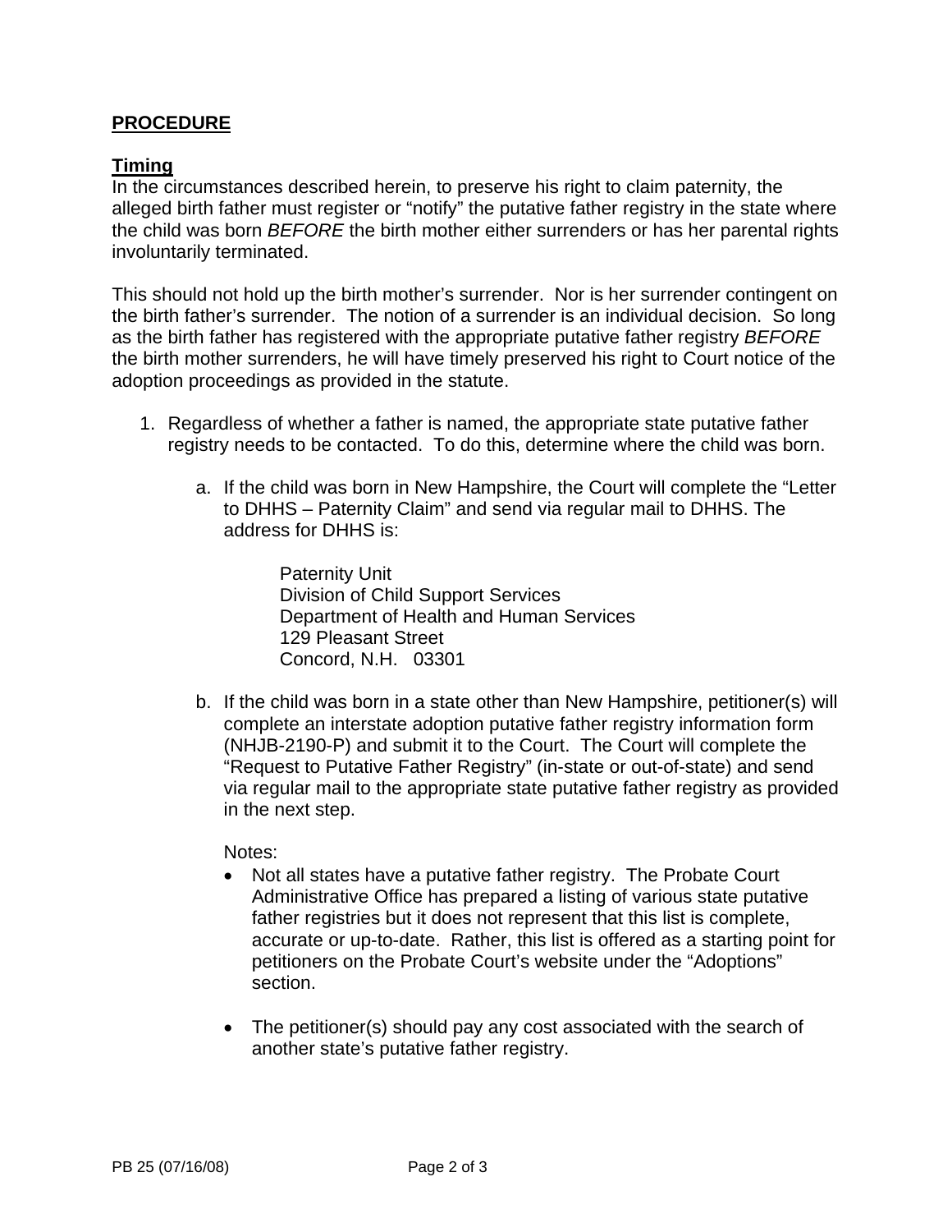## PROCEDURE

### Timing

In the circumstances described herein, to preserve his right to claim paternity, the alleged birth father must register or "notify" the putative father registry in the state where the child was born *BEFORE* the birth mother either surrenders or has her parental rights involuntarily terminated.

This should not hold up the birth mother's surrender. Nor is her surrender contingent on the birth father's surrender. The notion of a surrender is an individual decision. So long as the birth father has registered with the appropriate putative father registry *BEFORE* the birth mother surrenders, he will have timely preserved his right to Court notice of the adoption proceedings as provided in the statute.

1. Regardless of whether a father is named, the appropriate state putative father registry needs to be contacted. To do this, determine where the child was born.

   a. If the child was born in New Hampshire, the Court will complete the "Letter to DHHS – Paternity Claim" and send via regular mail to DHHS. The address for DHHS is:

      Paternity Unit
      Division of Child Support Services
      Department of Health and Human Services
      129 Pleasant Street
      Concord, N.H. 03301

   b. If the child was born in a state other than New Hampshire, petitioner(s) will complete an interstate adoption putative father registry information form (NHJB-2190-P) and submit it to the Court. The Court will complete the "Request to Putative Father Registry" (in-state or out-of-state) and send via regular mail to the appropriate state putative father registry as provided in the next step.

      Notes:

      - Not all states have a putative father registry. The Probate Court Administrative Office has prepared a listing of various state putative father registries but it does not represent that this list is complete, accurate or up-to-date. Rather, this list is offered as a starting point for petitioners on the Probate Court's website under the "Adoptions" section.

      - The petitioner(s) should pay any cost associated with the search of another state's putative father registry.

PB 25 (07/16/08)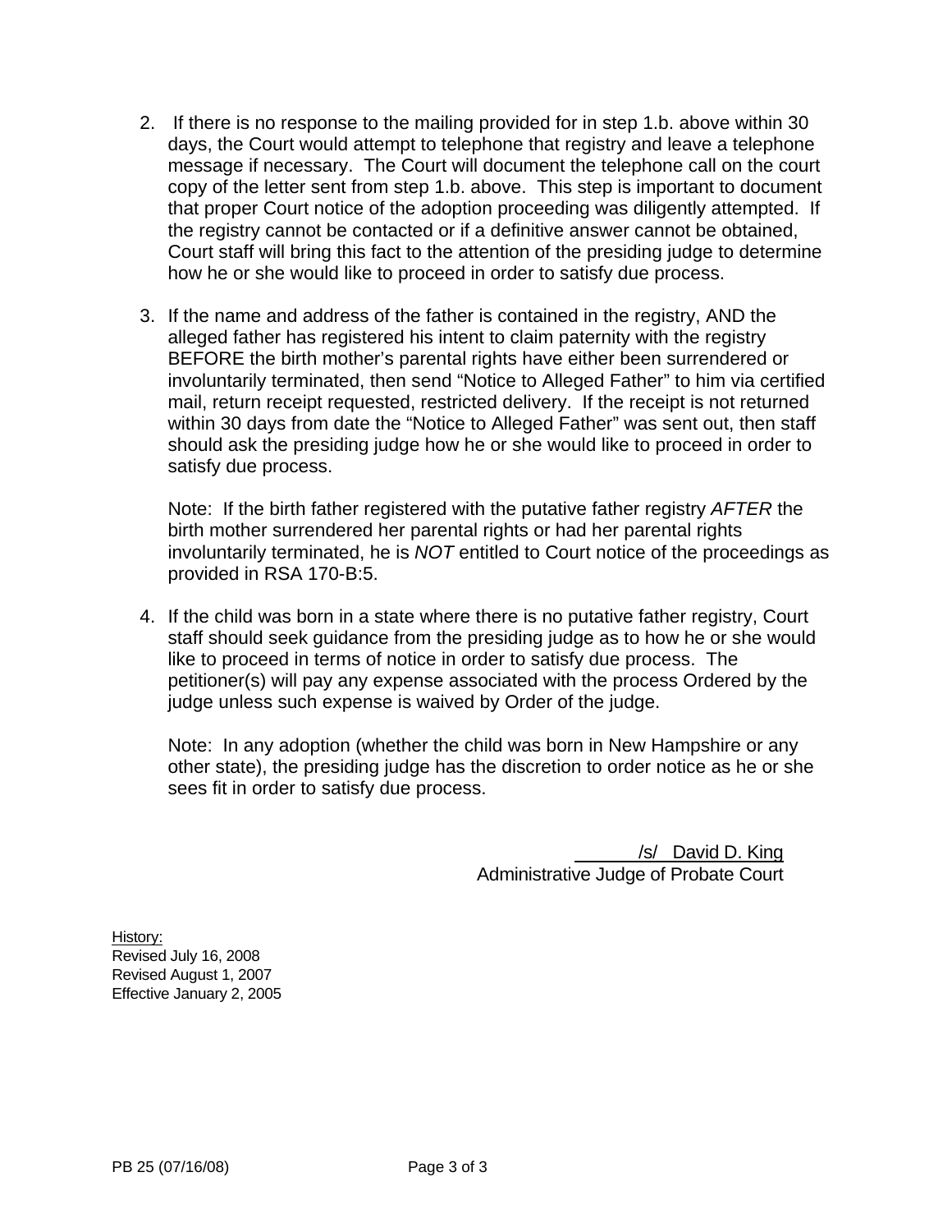2. If there is no response to the mailing provided for in step 1.b. above within 30 days, the Court would attempt to telephone that registry and leave a telephone message if necessary. The Court will document the telephone call on the court copy of the letter sent from step 1.b. above. This step is important to document that proper Court notice of the adoption proceeding was diligently attempted. If the registry cannot be contacted or if a definitive answer cannot be obtained, Court staff will bring this fact to the attention of the presiding judge to determine how he or she would like to proceed in order to satisfy due process.

3. If the name and address of the father is contained in the registry, AND the alleged father has registered his intent to claim paternity with the registry BEFORE the birth mother's parental rights have either been surrendered or involuntarily terminated, then send "Notice to Alleged Father" to him via certified mail, return receipt requested, restricted delivery. If the receipt is not returned within 30 days from date the "Notice to Alleged Father" was sent out, then staff should ask the presiding judge how he or she would like to proceed in order to satisfy due process.

   Note: If the birth father registered with the putative father registry *AFTER* the birth mother surrendered her parental rights or had her parental rights involuntarily terminated, he is *NOT* entitled to Court notice of the proceedings as provided in RSA 170-B:5.

4. If the child was born in a state where there is no putative father registry, Court staff should seek guidance from the presiding judge as to how he or she would like to proceed in terms of notice in order to satisfy due process. The petitioner(s) will pay any expense associated with the process Ordered by the judge unless such expense is waived by Order of the judge.

   Note: In any adoption (whether the child was born in New Hampshire or any other state), the presiding judge has the discretion to order notice as he or she sees fit in order to satisfy due process.

/s/ David D. King
Administrative Judge of Probate Court

History:
Revised July 16, 2008
Revised August 1, 2007
Effective January 2, 2005

PB 25 (07/16/08)